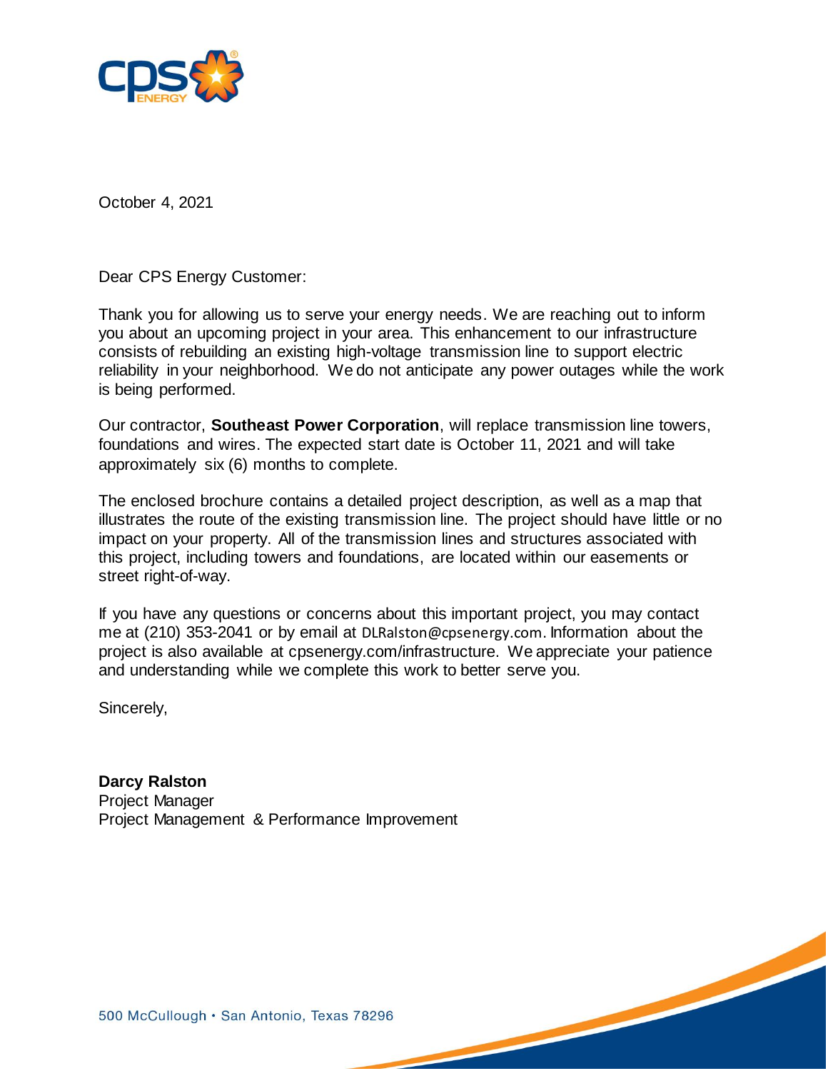October 4, 2021

Dear CPS Energy Customer:

Thank you for allowing us to serve your energy needs. We are reaching out to inform you about an upcoming project in your area. This enhancement to our infrastructure consists of rebuilding an existing high-voltage transmission line to support electric reliability in your neighborhood. We do not anticipate any power outages while the work is being performed.

Our contractor, **Southeast Power Corporation**, will replace transmission line towers, foundations and wires. The expected start date is October 11, 2021 and will take approximately six (6) months to complete.

The enclosed brochure contains a detailed project description, as well as a map that illustrates the route of the existing transmission line. The project should have little or no impact on your property. All of the transmission lines and structures associated with this project, including towers and foundations, are located within our easements or street right-of-way.

If you have any questions or concerns about this important project, you may contact me at (210) 353-2041 or by email at DLRalston@cpsenergy.com. Information about the project is also available at cpsenergy.com/infrastructure. We appreciate your patience and understanding while we complete this work to better serve you.

Sincerely,

**Darcy Ralston**
Project Manager
Project Management & Performance Improvement

500 McCullough • San Antonio, Texas 78296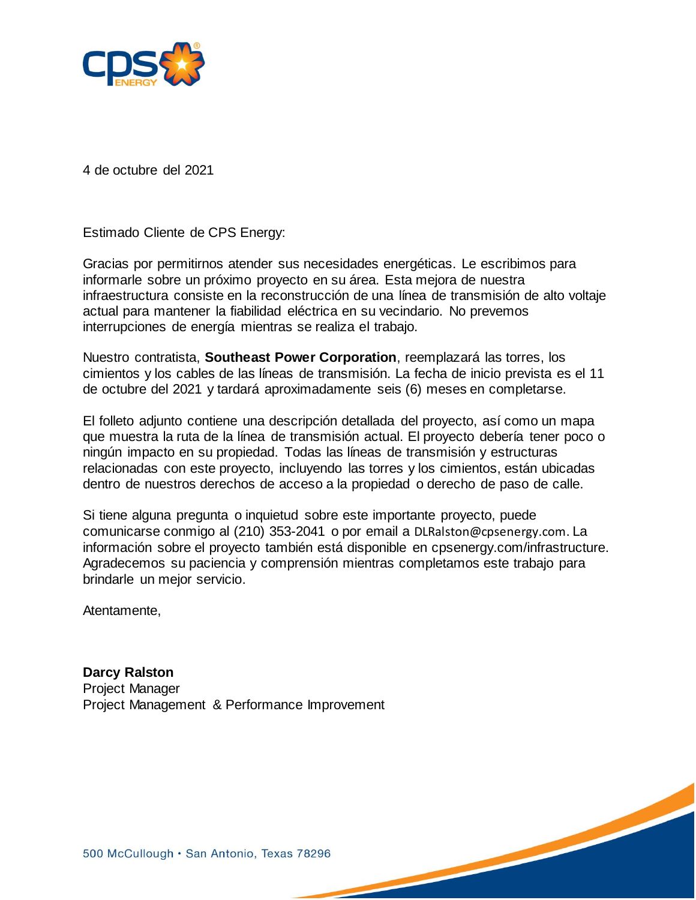4 de octubre del 2021

Estimado Cliente de CPS Energy:

Gracias por permitirnos atender sus necesidades energéticas. Le escribimos para informarle sobre un próximo proyecto en su área. Esta mejora de nuestra infraestructura consiste en la reconstrucción de una línea de transmisión de alto voltaje actual para mantener la fiabilidad eléctrica en su vecindario. No prevemos interrupciones de energía mientras se realiza el trabajo.

Nuestro contratista, **Southeast Power Corporation**, reemplazará las torres, los cimientos y los cables de las líneas de transmisión. La fecha de inicio prevista es el 11 de octubre del 2021 y tardará aproximadamente seis (6) meses en completarse.

El folleto adjunto contiene una descripción detallada del proyecto, así como un mapa que muestra la ruta de la línea de transmisión actual. El proyecto debería tener poco o ningún impacto en su propiedad. Todas las líneas de transmisión y estructuras relacionadas con este proyecto, incluyendo las torres y los cimientos, están ubicadas dentro de nuestros derechos de acceso a la propiedad o derecho de paso de calle.

Si tiene alguna pregunta o inquietud sobre este importante proyecto, puede comunicarse conmigo al (210) 353-2041 o por email a DLRalston@cpsenergy.com. La información sobre el proyecto también está disponible en cpsenergy.com/infrastructure. Agradecemos su paciencia y comprensión mientras completamos este trabajo para brindarle un mejor servicio.

Atentamente,

**Darcy Ralston**
Project Manager
Project Management & Performance Improvement

500 McCullough • San Antonio, Texas 78296